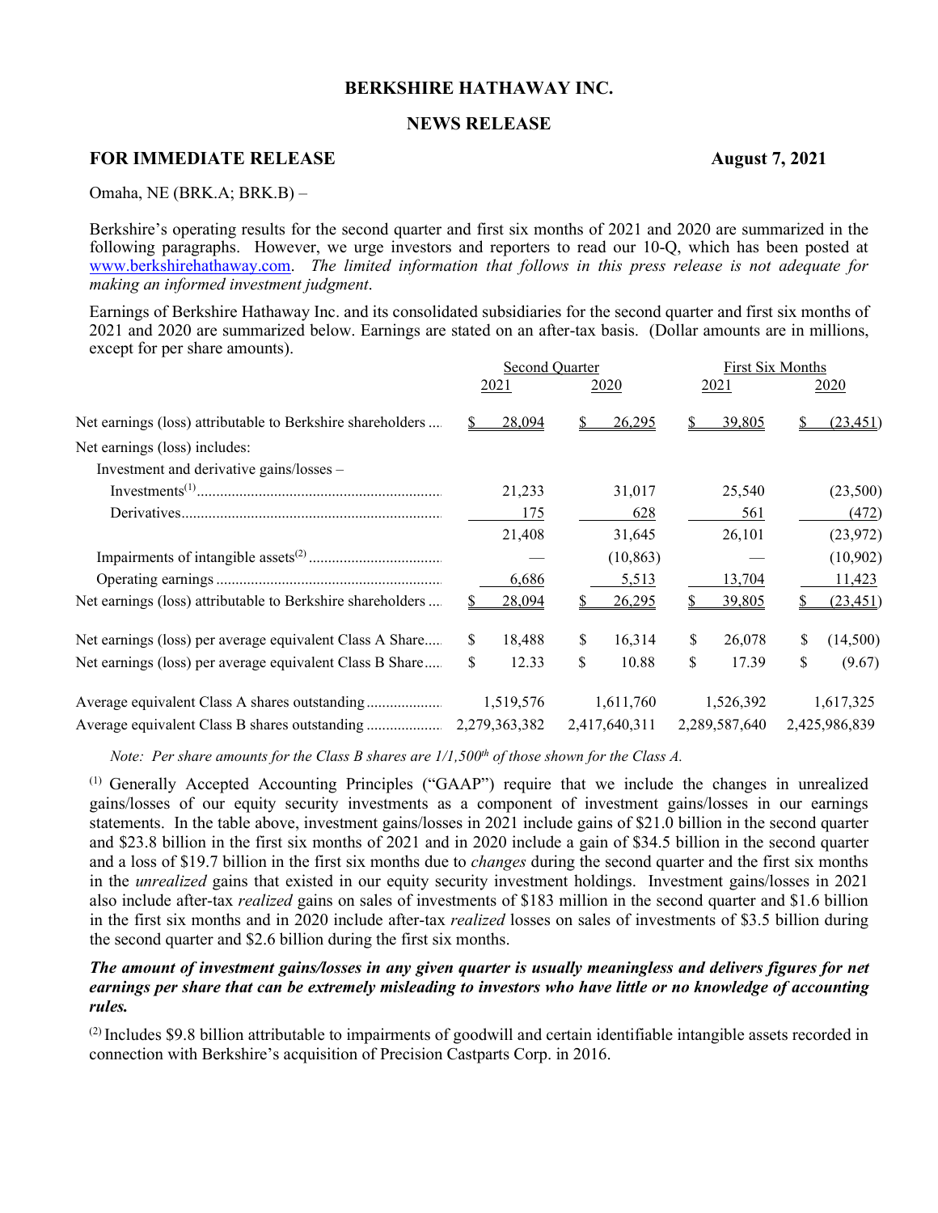**BERKSHIRE HATHAWAY INC.**

**NEWS RELEASE**

**FOR IMMEDIATE RELEASE** **August 7, 2021**

Omaha, NE (BRK.A; BRK.B) –

Berkshire's operating results for the second quarter and first six months of 2021 and 2020 are summarized in the following paragraphs. However, we urge investors and reporters to read our 10-Q, which has been posted at www.berkshirehathaway.com. *The limited information that follows in this press release is not adequate for making an informed investment judgment*.

Earnings of Berkshire Hathaway Inc. and its consolidated subsidiaries for the second quarter and first six months of 2021 and 2020 are summarized below. Earnings are stated on an after-tax basis. (Dollar amounts are in millions, except for per share amounts).

| | Second Quarter | | First Six Months | |
|---|---|---|---|---|
| | 2021 | 2020 | 2021 | 2020 |
| Net earnings (loss) attributable to Berkshire shareholders | $ 28,094 | $ 26,295 | $ 39,805 | $ (23,451) |
| Net earnings (loss) includes: | | | | |
| Investment and derivative gains/losses – | | | | |
| Investments[1] | 21,233 | 31,017 | 25,540 | (23,500) |
| Derivatives | 175 | 628 | 561 | (472) |
| | 21,408 | 31,645 | 26,101 | (23,972) |
| Impairments of intangible assets[2] | — | (10,863) | — | (10,902) |
| Operating earnings | 6,686 | 5,513 | 13,704 | 11,423 |
| Net earnings (loss) attributable to Berkshire shareholders | $ 28,094 | $ 26,295 | $ 39,805 | $ (23,451) |
| Net earnings (loss) per average equivalent Class A Share | $ 18,488 | $ 16,314 | $ 26,078 | $ (14,500) |
| Net earnings (loss) per average equivalent Class B Share | $ 12.33 | $ 10.88 | $ 17.39 | $ (9.67) |
| Average equivalent Class A shares outstanding | 1,519,576 | 1,611,760 | 1,526,392 | 1,617,325 |
| Average equivalent Class B shares outstanding | 2,279,363,382 | 2,417,640,311 | 2,289,587,640 | 2,425,986,839 |

*Note: Per share amounts for the Class B shares are 1/1,500th of those shown for the Class A.*

[1] Generally Accepted Accounting Principles ("GAAP") require that we include the changes in unrealized gains/losses of our equity security investments as a component of investment gains/losses in our earnings statements. In the table above, investment gains/losses in 2021 include gains of $21.0 billion in the second quarter and $23.8 billion in the first six months of 2021 and in 2020 include a gain of $34.5 billion in the second quarter and a loss of $19.7 billion in the first six months due to *changes* during the second quarter and the first six months in the *unrealized* gains that existed in our equity security investment holdings. Investment gains/losses in 2021 also include after-tax *realized* gains on sales of investments of $183 million in the second quarter and $1.6 billion in the first six months and in 2020 include after-tax *realized* losses on sales of investments of $3.5 billion during the second quarter and $2.6 billion during the first six months.

***The amount of investment gains/losses in any given quarter is usually meaningless and delivers figures for net earnings per share that can be extremely misleading to investors who have little or no knowledge of accounting rules.***

[2] Includes $9.8 billion attributable to impairments of goodwill and certain identifiable intangible assets recorded in connection with Berkshire's acquisition of Precision Castparts Corp. in 2016.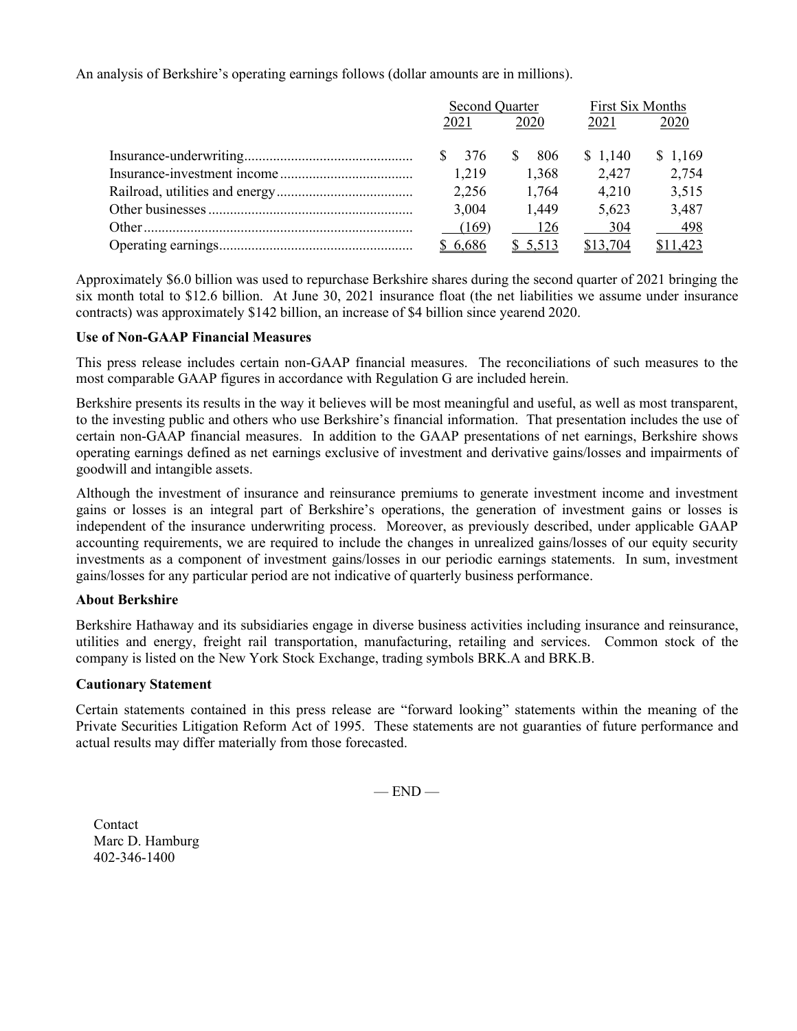An analysis of Berkshire's operating earnings follows (dollar amounts are in millions).

| | Second Quarter | | First Six Months | |
|---|---|---|---|---|
| | 2021 | 2020 | 2021 | 2020 |
| Insurance-underwriting | $ 376 | $ 806 | $ 1,140 | $ 1,169 |
| Insurance-investment income | 1,219 | 1,368 | 2,427 | 2,754 |
| Railroad, utilities and energy | 2,256 | 1,764 | 4,210 | 3,515 |
| Other businesses | 3,004 | 1,449 | 5,623 | 3,487 |
| Other | (169) | 126 | 304 | 498 |
| Operating earnings | $ 6,686 | $ 5,513 | $13,704 | $11,423 |

Approximately $6.0 billion was used to repurchase Berkshire shares during the second quarter of 2021 bringing the six month total to $12.6 billion. At June 30, 2021 insurance float (the net liabilities we assume under insurance contracts) was approximately $142 billion, an increase of $4 billion since yearend 2020.

**Use of Non-GAAP Financial Measures**

This press release includes certain non-GAAP financial measures. The reconciliations of such measures to the most comparable GAAP figures in accordance with Regulation G are included herein.

Berkshire presents its results in the way it believes will be most meaningful and useful, as well as most transparent, to the investing public and others who use Berkshire's financial information. That presentation includes the use of certain non-GAAP financial measures. In addition to the GAAP presentations of net earnings, Berkshire shows operating earnings defined as net earnings exclusive of investment and derivative gains/losses and impairments of goodwill and intangible assets.

Although the investment of insurance and reinsurance premiums to generate investment income and investment gains or losses is an integral part of Berkshire's operations, the generation of investment gains or losses is independent of the insurance underwriting process. Moreover, as previously described, under applicable GAAP accounting requirements, we are required to include the changes in unrealized gains/losses of our equity security investments as a component of investment gains/losses in our periodic earnings statements. In sum, investment gains/losses for any particular period are not indicative of quarterly business performance.

**About Berkshire**

Berkshire Hathaway and its subsidiaries engage in diverse business activities including insurance and reinsurance, utilities and energy, freight rail transportation, manufacturing, retailing and services. Common stock of the company is listed on the New York Stock Exchange, trading symbols BRK.A and BRK.B.

**Cautionary Statement**

Certain statements contained in this press release are "forward looking" statements within the meaning of the Private Securities Litigation Reform Act of 1995. These statements are not guaranties of future performance and actual results may differ materially from those forecasted.

— END —

Contact
Marc D. Hamburg
402-346-1400